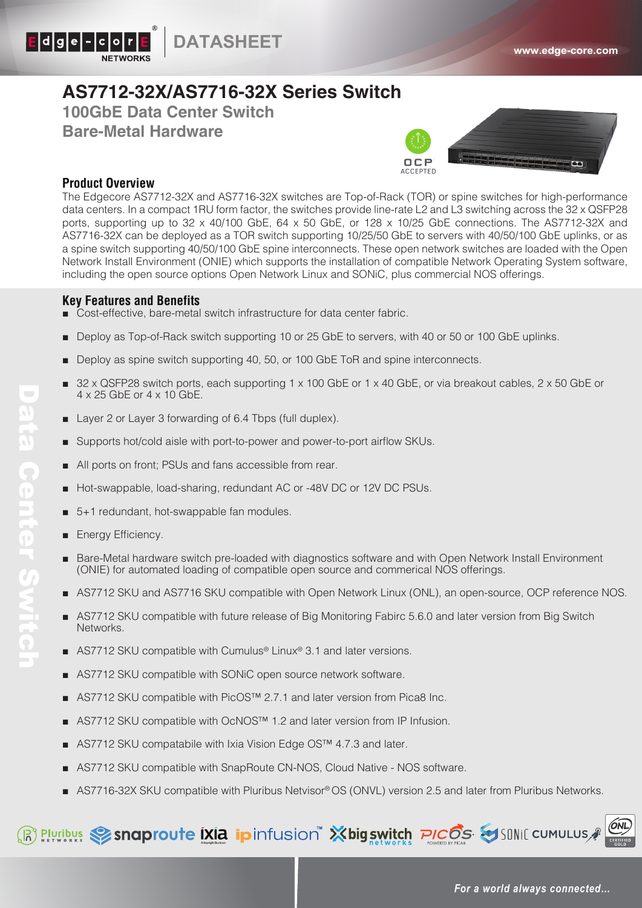# AS7712-32X/AS7716-32X Series Switch

## 100GbE Data Center Switch
## Bare-Metal Hardware

### Product Overview

The Edgecore AS7712-32X and AS7716-32X switches are Top-of-Rack (TOR) or spine switches for high-performance data centers. In a compact 1RU form factor, the switches provide line-rate L2 and L3 switching across the 32 x QSFP28 ports, supporting up to 32 x 40/100 GbE, 64 x 50 GbE, or 128 x 10/25 GbE connections. The AS7712-32X and AS7716-32X can be deployed as a TOR switch supporting 10/25/50 GbE to servers with 40/50/100 GbE uplinks, or as a spine switch supporting 40/50/100 GbE spine interconnects. These open network switches are loaded with the Open Network Install Environment (ONIE) which supports the installation of compatible Network Operating System software, including the open source options Open Network Linux and SONiC, plus commercial NOS offerings.

### Key Features and Benefits

- Cost-effective, bare-metal switch infrastructure for data center fabric.
- Deploy as Top-of-Rack switch supporting 10 or 25 GbE to servers, with 40 or 50 or 100 GbE uplinks.
- Deploy as spine switch supporting 40, 50, or 100 GbE ToR and spine interconnects.
- 32 x QSFP28 switch ports, each supporting 1 x 100 GbE or 1 x 40 GbE, or via breakout cables, 2 x 50 GbE or 4 x 25 GbE or 4 x 10 GbE.
- Layer 2 or Layer 3 forwarding of 6.4 Tbps (full duplex).
- Supports hot/cold aisle with port-to-power and power-to-port airflow SKUs.
- All ports on front; PSUs and fans accessible from rear.
- Hot-swappable, load-sharing, redundant AC or -48V DC or 12V DC PSUs.
- 5+1 redundant, hot-swappable fan modules.
- Energy Efficiency.
- Bare-Metal hardware switch pre-loaded with diagnostics software and with Open Network Install Environment (ONIE) for automated loading of compatible open source and commerical NOS offerings.
- AS7712 SKU and AS7716 SKU compatible with Open Network Linux (ONL), an open-source, OCP reference NOS.
- AS7712 SKU compatible with future release of Big Monitoring Fabirc 5.6.0 and later version from Big Switch Networks.
- AS7712 SKU compatible with Cumulus® Linux® 3.1 and later versions.
- AS7712 SKU compatible with SONiC open source network software.
- AS7712 SKU compatible with PicOS™ 2.7.1 and later version from Pica8 Inc.
- AS7712 SKU compatible with OcNOS™ 1.2 and later version from IP Infusion.
- AS7712 SKU compatabile with Ixia Vision Edge OS™ 4.7.3 and later.
- AS7712 SKU compatible with SnapRoute CN-NOS, Cloud Native - NOS software.
- AS7716-32X SKU compatible with Pluribus Netvisor® OS (ONVL) version 2.5 and later from Pluribus Networks.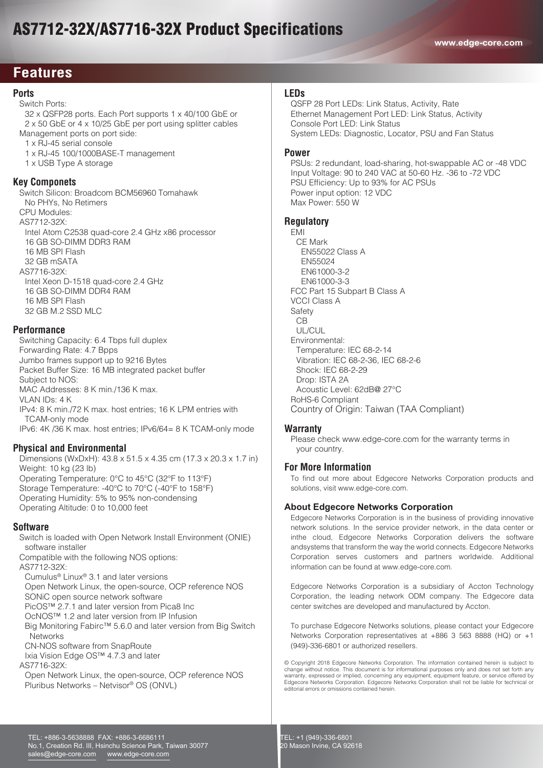# AS7712-32X/AS7716-32X Product Specifications

www.edge-core.com

## Features

### Ports

Switch Ports:
32 x QSFP28 ports. Each Port supports 1 x 40/100 GbE or 2 x 50 GbE or 4 x 10/25 GbE per port using splitter cables
Management ports on port side:
1 x RJ-45 serial console
1 x RJ-45 100/1000BASE-T management
1 x USB Type A storage

### Key Componets

Switch Silicon: Broadcom BCM56960 Tomahawk
No PHYs, No Retimers
CPU Modules:
AS7712-32X:
Intel Atom C2538 quad-core 2.4 GHz x86 processor
16 GB SO-DIMM DDR3 RAM
16 MB SPI Flash
32 GB mSATA
AS7716-32X:
Intel Xeon D-1518 quad-core 2.4 GHz
16 GB SO-DIMM DDR4 RAM
16 MB SPI Flash
32 GB M.2 SSD MLC

### Performance

Switching Capacity: 6.4 Tbps full duplex
Forwarding Rate: 4.7 Bpps
Jumbo frames support up to 9216 Bytes
Packet Buffer Size: 16 MB integrated packet buffer
Subject to NOS:
MAC Addresses: 8 K min./136 K max.
VLAN IDs: 4 K
IPv4: 8 K min./72 K max. host entries; 16 K LPM entries with TCAM-only mode
IPv6: 4K /36 K max. host entries; IPv6/64= 8 K TCAM-only mode

### Physical and Environmental

Dimensions (WxDxH): 43.8 x 51.5 x 4.35 cm (17.3 x 20.3 x 1.7 in)
Weight: 10 kg (23 lb)
Operating Temperature: 0°C to 45°C (32°F to 113°F)
Storage Temperature: -40°C to 70°C (-40°F to 158°F)
Operating Humidity: 5% to 95% non-condensing
Operating Altitude: 0 to 10,000 feet

### Software

Switch is loaded with Open Network Install Environment (ONIE) software installer
Compatible with the following NOS options:
AS7712-32X:
Cumulus® Linux® 3.1 and later versions
Open Network Linux, the open-source, OCP reference NOS
SONiC open source network software
PicOS™ 2.7.1 and later version from Pica8 Inc
OcNOS™ 1.2 and later version from IP Infusion
Big Monitoring Fabirc™ 5.6.0 and later version from Big Switch Networks
CN-NOS software from SnapRoute
Ixia Vision Edge OS™ 4.7.3 and later
AS7716-32X:
Open Network Linux, the open-source, OCP reference NOS
Pluribus Networks – Netvisor® OS (ONVL)

### LEDs

QSFP 28 Port LEDs: Link Status, Activity, Rate
Ethernet Management Port LED: Link Status, Activity
Console Port LED: Link Status
System LEDs: Diagnostic, Locator, PSU and Fan Status

### Power

PSUs: 2 redundant, load-sharing, hot-swappable AC or -48 VDC
Input Voltage: 90 to 240 VAC at 50-60 Hz. -36 to -72 VDC
PSU Efficiency: Up to 93% for AC PSUs
Power input option: 12 VDC
Max Power: 550 W

### Regulatory

EMI
CE Mark
EN55022 Class A
EN55024
EN61000-3-2
EN61000-3-3
FCC Part 15 Subpart B Class A
VCCI Class A
Safety
CB
UL/CUL
Environmental:
Temperature: IEC 68-2-14
Vibration: IEC 68-2-36, IEC 68-2-6
Shock: IEC 68-2-29
Drop: ISTA 2A
Acoustic Level: 62dB@ 27°C
RoHS-6 Compliant
Country of Origin: Taiwan (TAA Compliant)

### Warranty

Please check www.edge-core.com for the warranty terms in your country.

### For More Information

To find out more about Edgecore Networks Corporation products and solutions, visit www.edge-core.com.

### About Edgecore Networks Corporation

Edgecore Networks Corporation is in the business of providing innovative network solutions. In the service provider network, in the data center or inthe cloud, Edgecore Networks Corporation delivers the software andsystems that transform the way the world connects. Edgecore Networks Corporation serves customers and partners worldwide. Additional information can be found at www.edge-core.com.

Edgecore Networks Corporation is a subsidiary of Accton Technology Corporation, the leading network ODM company. The Edgecore data center switches are developed and manufactured by Accton.

To purchase Edgecore Networks solutions, please contact your Edgecore Networks Corporation representatives at +886 3 563 8888 (HQ) or +1 (949)-336-6801 or authorized resellers.

© Copyright 2018 Edgecore Networks Corporation. The information contained herein is subject to change without notice. This document is for informational purposes only and does not set forth any warranty, expressed or implied, concerning any equipment, equipment feature, or service offered by Edgecore Networks Corporation. Edgecore Networks Corporation shall not be liable for technical or editorial errors or omissions contained herein.

TEL: +886-3-5638888 FAX: +886-3-6686111
No.1, Creation Rd. III, Hsinchu Science Park, Taiwan 30077
sales@edge-core.com www.edge-core.com

TEL: +1 (949)-336-6801
20 Mason Irvine, CA 92618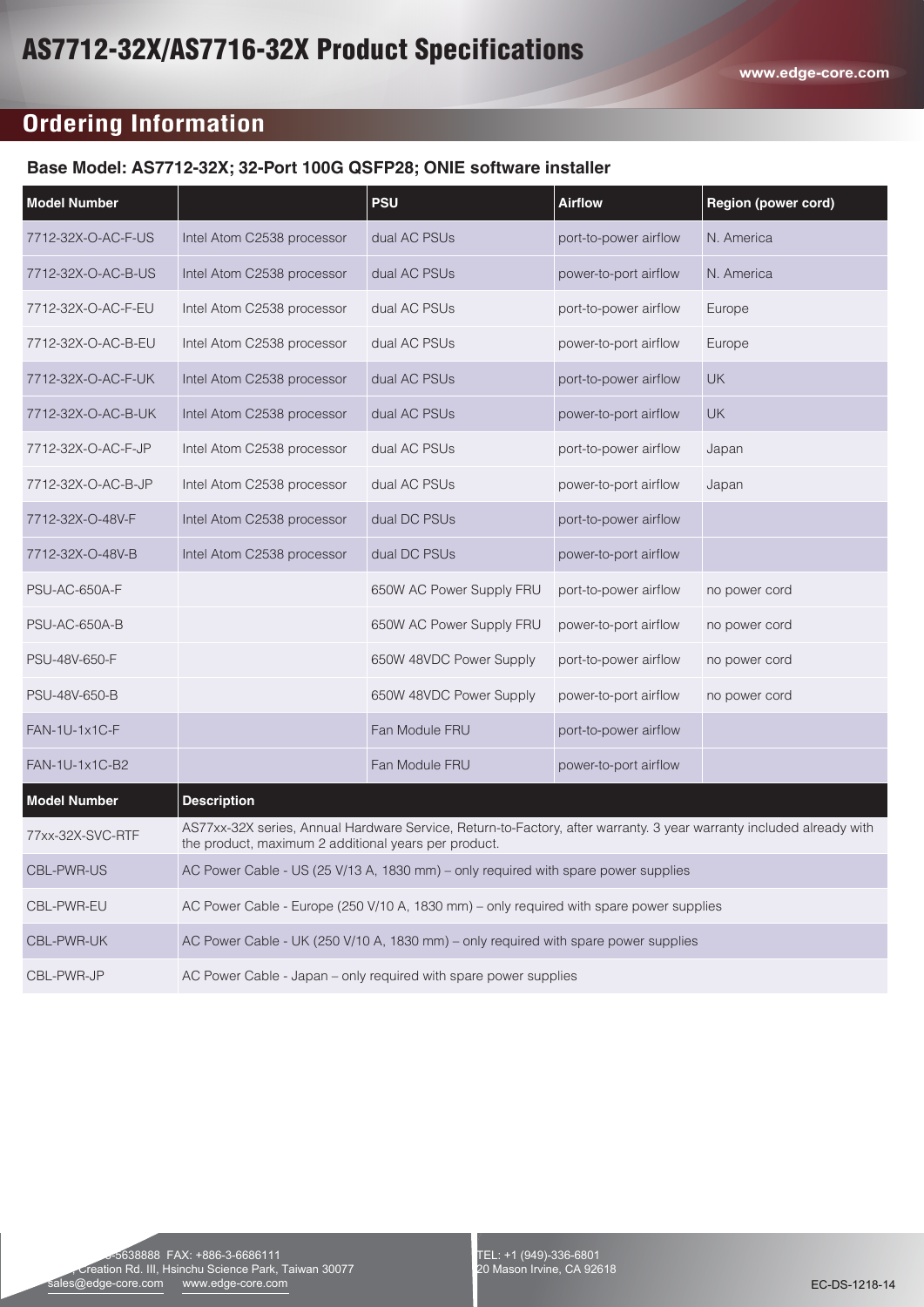## Ordering Information

### Base Model: AS7712-32X; 32-Port 100G QSFP28; ONIE software installer

| Model Number | | PSU | Airflow | Region (power cord) |
|---|---|---|---|---|
| 7712-32X-O-AC-F-US | Intel Atom C2538 processor | dual AC PSUs | port-to-power airflow | N. America |
| 7712-32X-O-AC-B-US | Intel Atom C2538 processor | dual AC PSUs | power-to-port airflow | N. America |
| 7712-32X-O-AC-F-EU | Intel Atom C2538 processor | dual AC PSUs | port-to-power airflow | Europe |
| 7712-32X-O-AC-B-EU | Intel Atom C2538 processor | dual AC PSUs | power-to-port airflow | Europe |
| 7712-32X-O-AC-F-UK | Intel Atom C2538 processor | dual AC PSUs | port-to-power airflow | UK |
| 7712-32X-O-AC-B-UK | Intel Atom C2538 processor | dual AC PSUs | power-to-port airflow | UK |
| 7712-32X-O-AC-F-JP | Intel Atom C2538 processor | dual AC PSUs | port-to-power airflow | Japan |
| 7712-32X-O-AC-B-JP | Intel Atom C2538 processor | dual AC PSUs | power-to-port airflow | Japan |
| 7712-32X-O-48V-F | Intel Atom C2538 processor | dual DC PSUs | port-to-power airflow | |
| 7712-32X-O-48V-B | Intel Atom C2538 processor | dual DC PSUs | power-to-port airflow | |
| PSU-AC-650A-F | | 650W AC Power Supply FRU | port-to-power airflow | no power cord |
| PSU-AC-650A-B | | 650W AC Power Supply FRU | power-to-port airflow | no power cord |
| PSU-48V-650-F | | 650W 48VDC Power Supply | port-to-power airflow | no power cord |
| PSU-48V-650-B | | 650W 48VDC Power Supply | power-to-port airflow | no power cord |
| FAN-1U-1x1C-F | | Fan Module FRU | port-to-power airflow | |
| FAN-1U-1x1C-B2 | | Fan Module FRU | power-to-port airflow | |

| Model Number | Description |
|---|---|
| 77xx-32X-SVC-RTF | AS77xx-32X series, Annual Hardware Service, Return-to-Factory, after warranty. 3 year warranty included already with the product, maximum 2 additional years per product. |
| CBL-PWR-US | AC Power Cable - US (25 V/13 A, 1830 mm) – only required with spare power supplies |
| CBL-PWR-EU | AC Power Cable - Europe (250 V/10 A, 1830 mm) – only required with spare power supplies |
| CBL-PWR-UK | AC Power Cable - UK (250 V/10 A, 1830 mm) – only required with spare power supplies |
| CBL-PWR-JP | AC Power Cable - Japan – only required with spare power supplies |

-5638888 FAX: +886-3-6686111
Creation Rd. III, Hsinchu Science Park, Taiwan 30077
sales@edge-core.com www.edge-core.com

TEL: +1 (949)-336-6801
20 Mason Irvine, CA 92618

EC-DS-1218-14